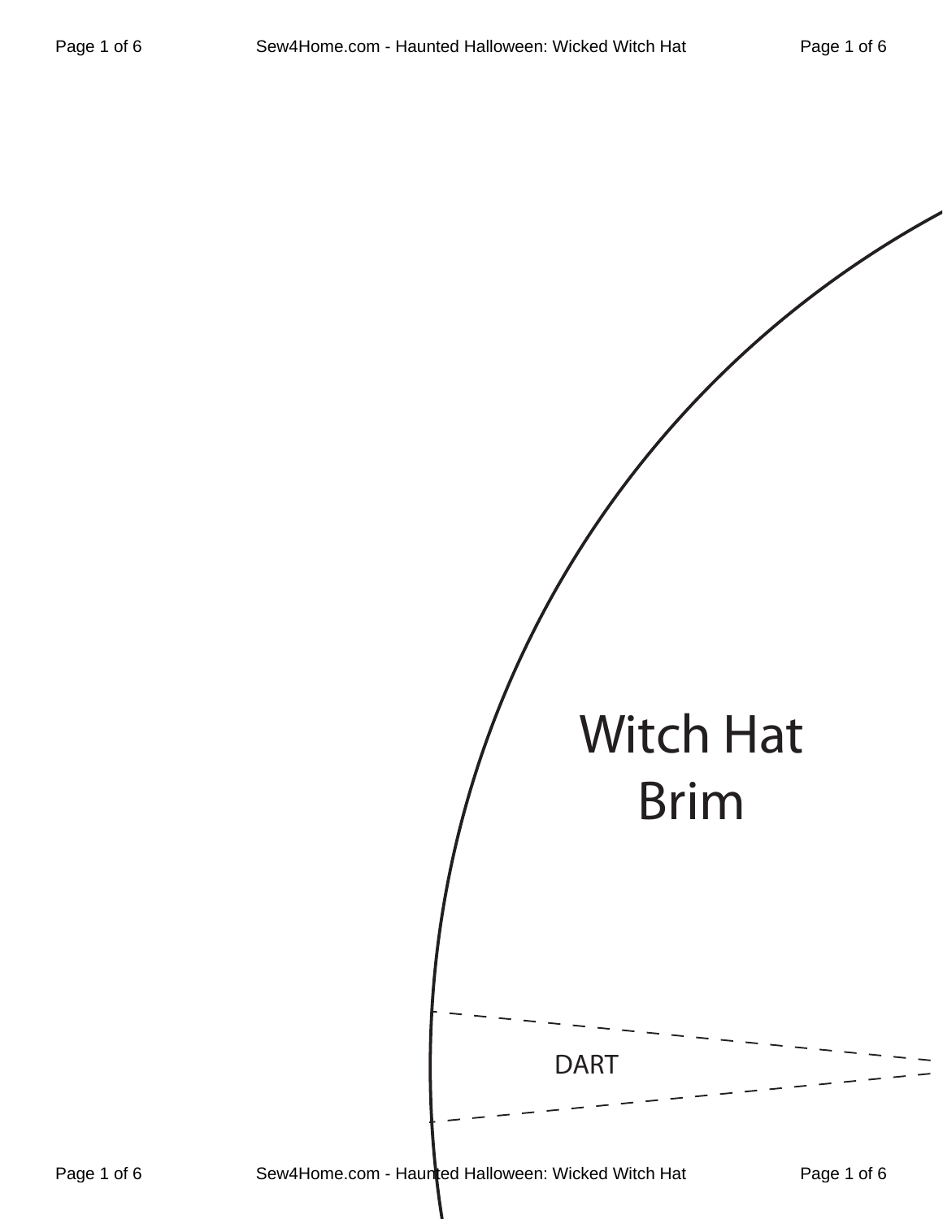Witch Hat
Brim

DART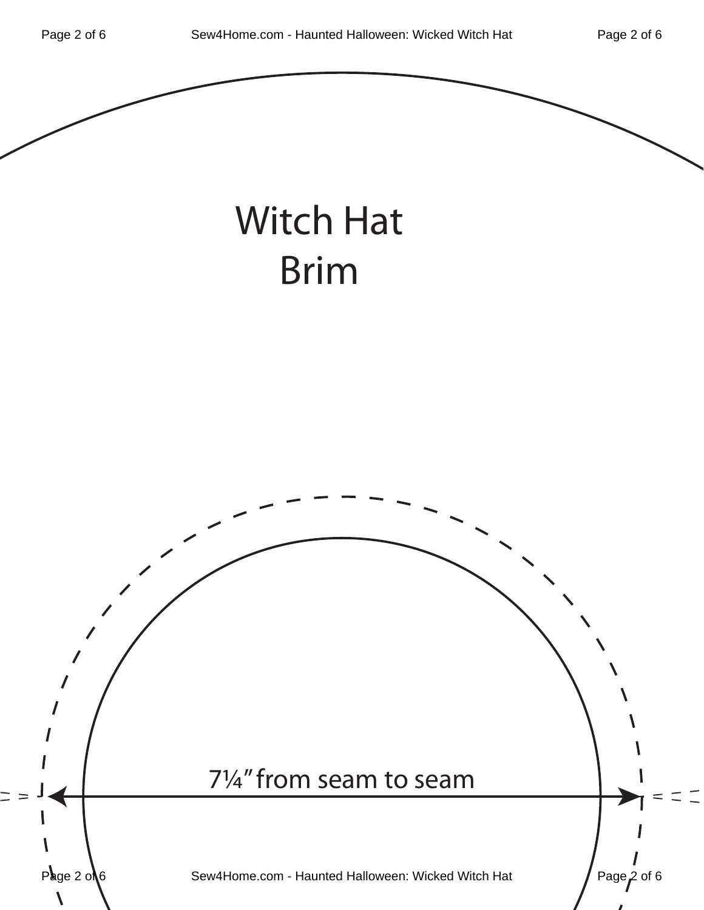# Witch Hat Brim

7¼″ from seam to seam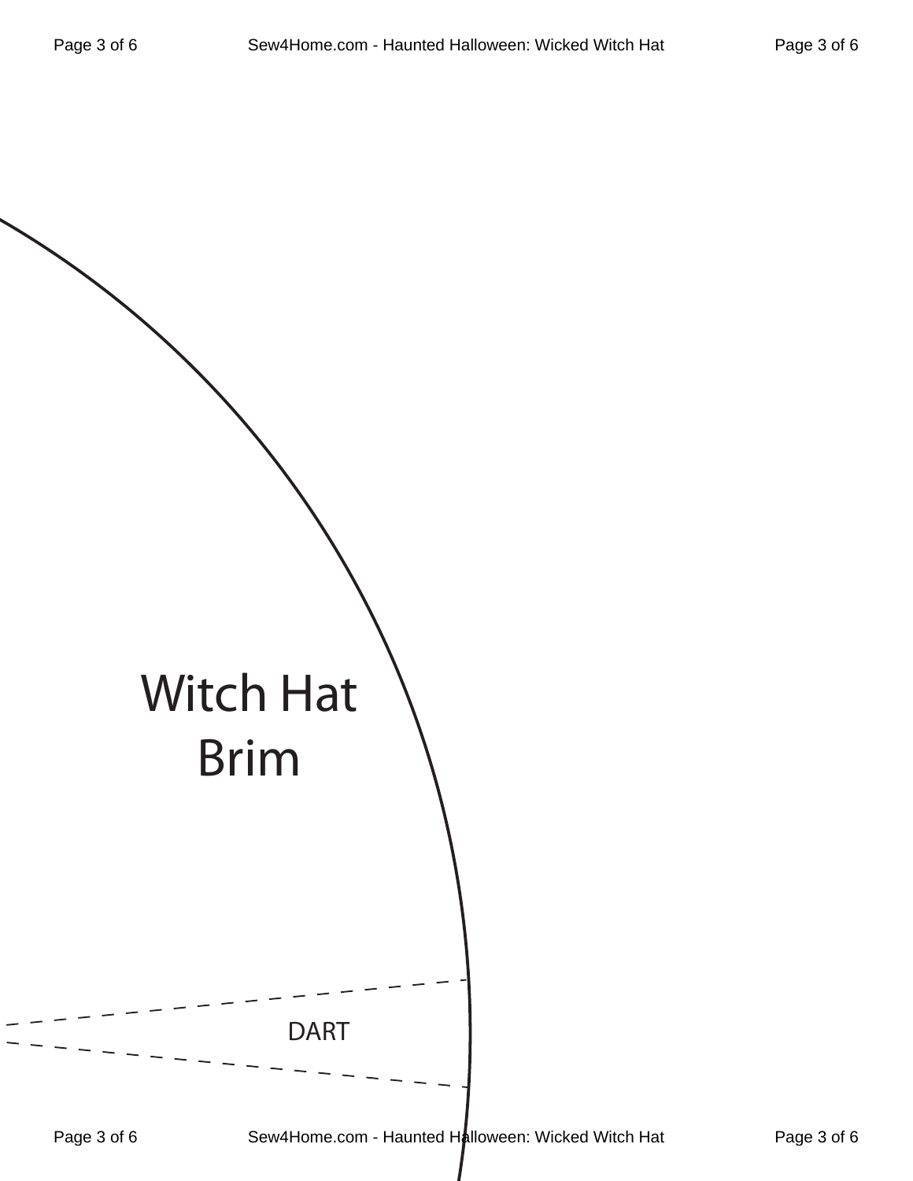Witch Hat
Brim

DART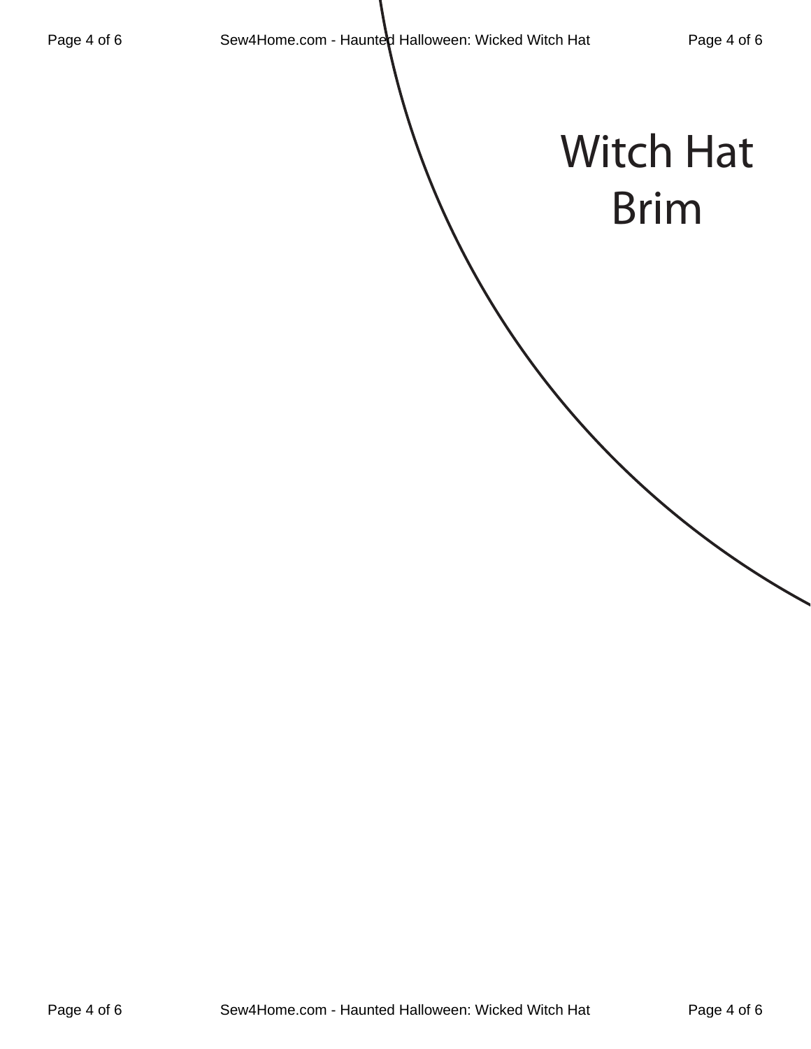Witch Hat Brim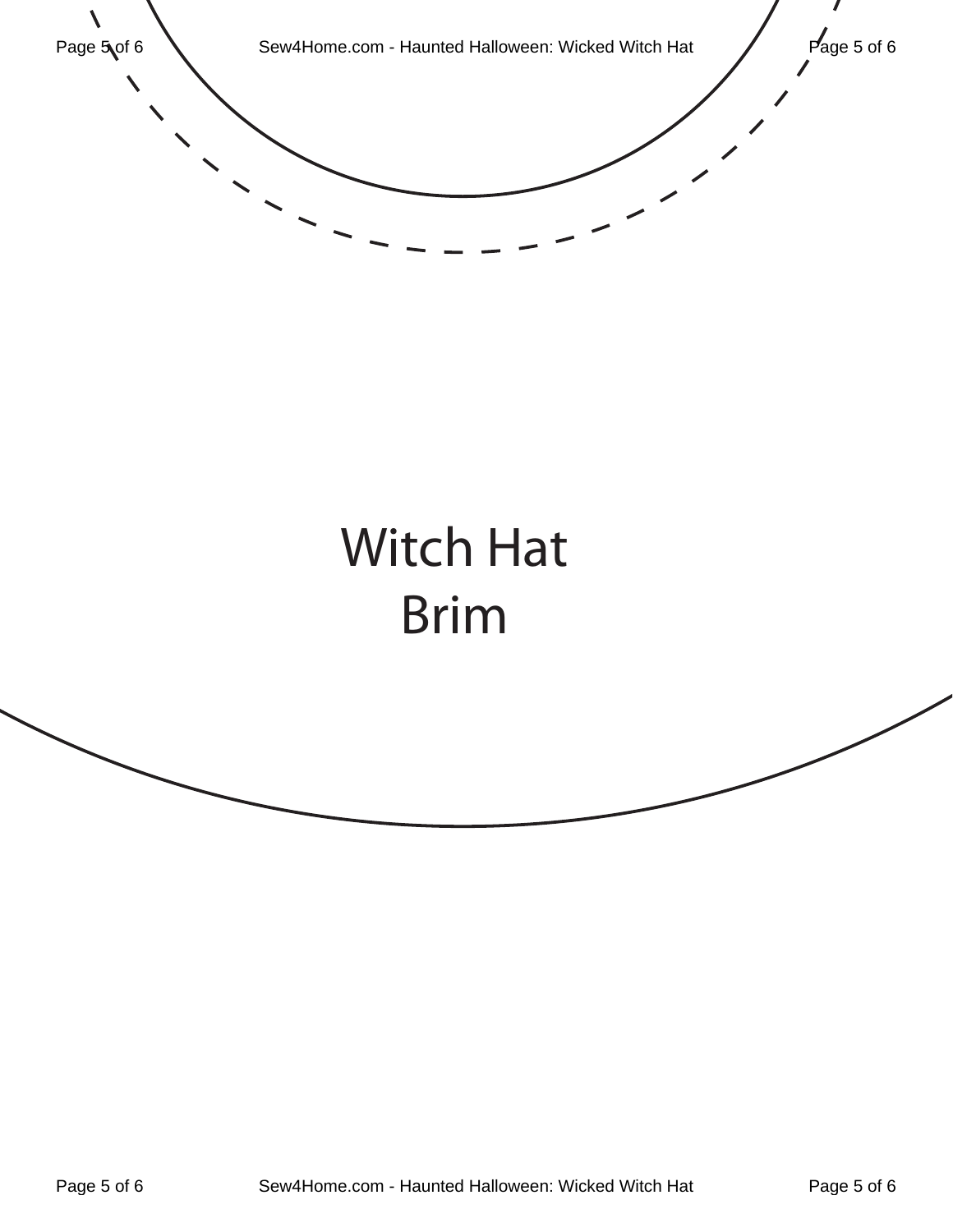Witch Hat
Brim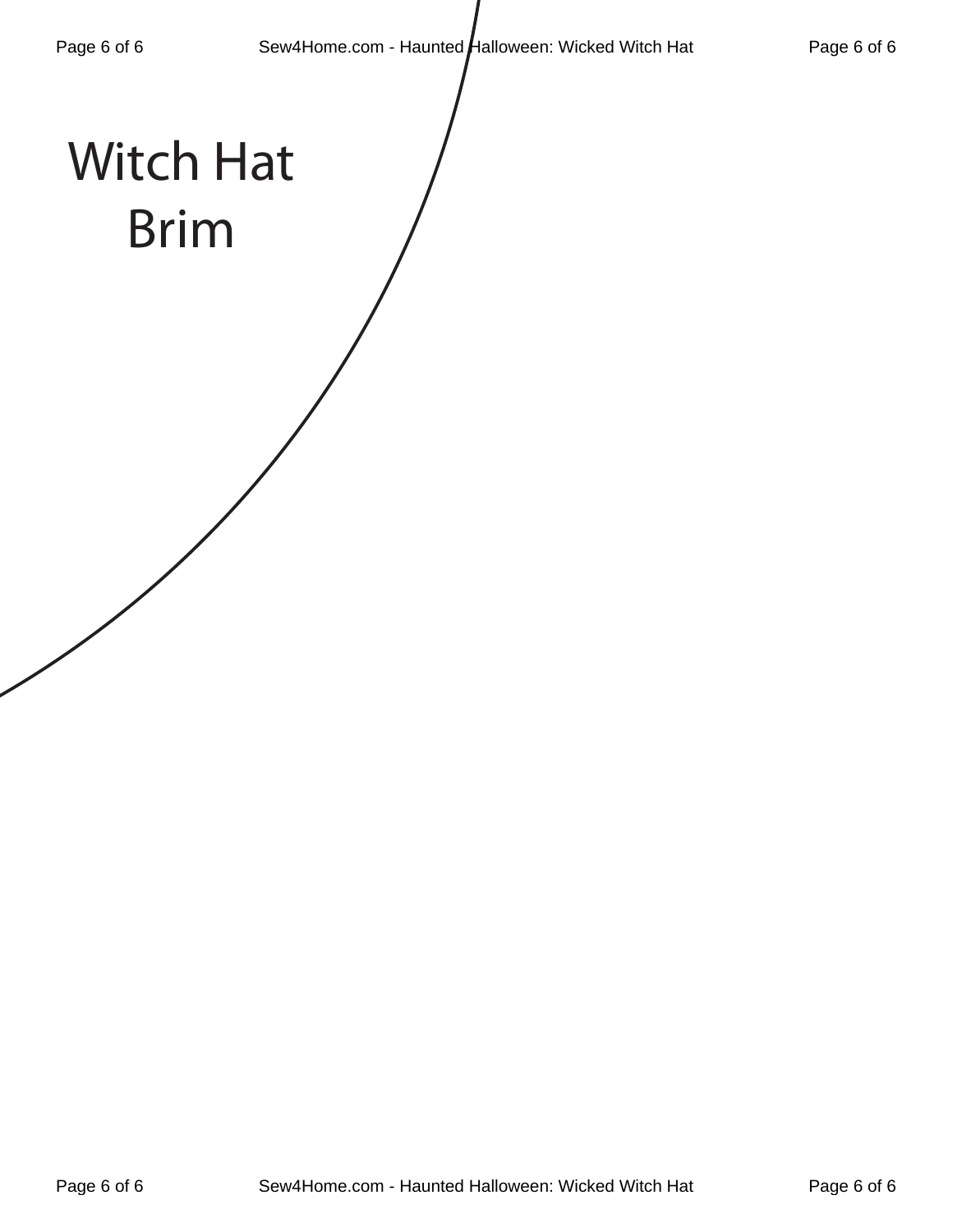# Witch Hat Brim